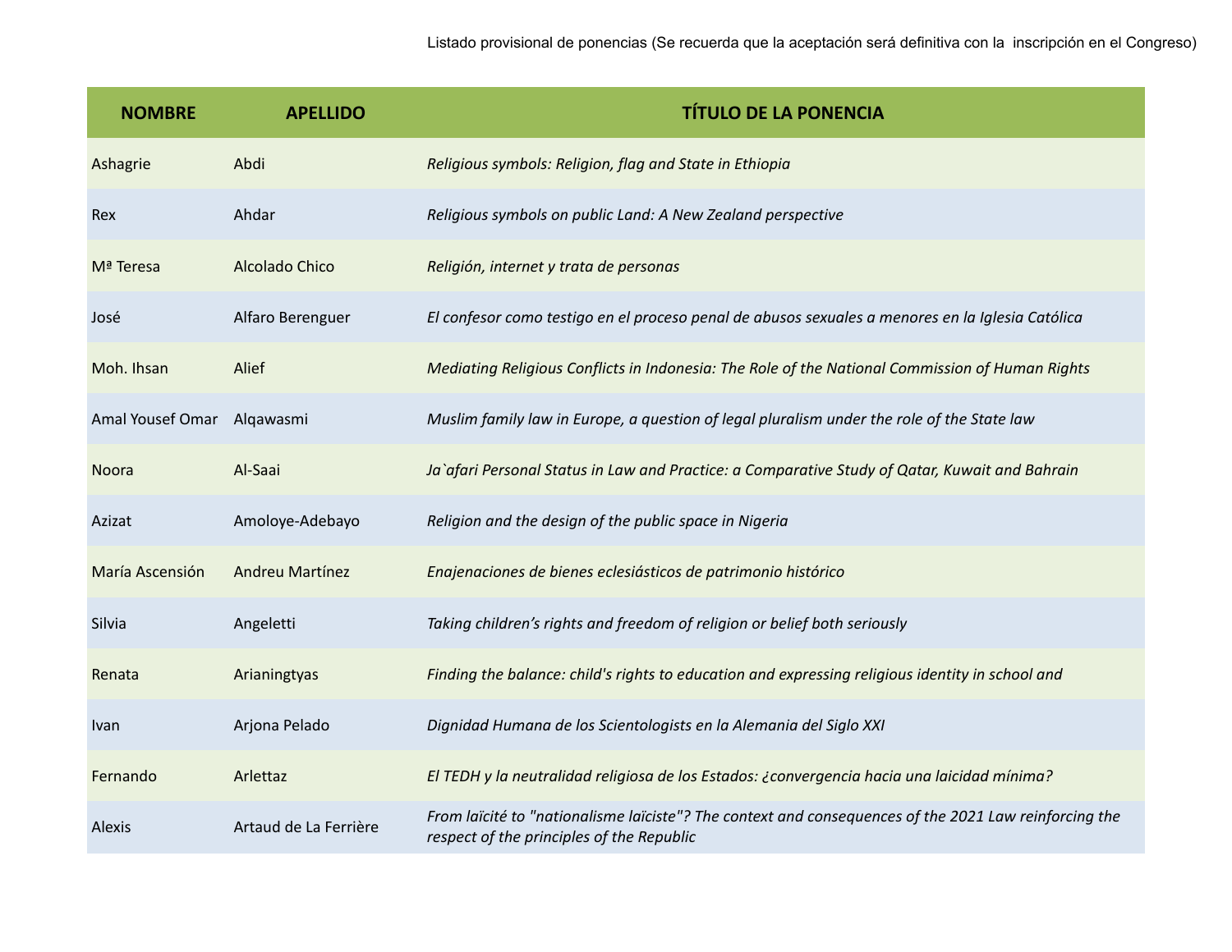Listado provisional de ponencias (Se recuerda que la aceptación será definitiva con la inscripción en el Congreso)

| NOMBRE | APELLIDO | TÍTULO DE LA PONENCIA |
|---|---|---|
| Ashagrie | Abdi | *Religious symbols: Religion, flag and State in Ethiopia* |
| Rex | Ahdar | *Religious symbols on public Land: A New Zealand perspective* |
| Mª Teresa | Alcolado Chico | *Religión, internet y trata de personas* |
| José | Alfaro Berenguer | *El confesor como testigo en el proceso penal de abusos sexuales a menores en la Iglesia Católica* |
| Moh. Ihsan | Alief | *Mediating Religious Conflicts in Indonesia: The Role of the National Commission of Human Rights* |
| Amal Yousef Omar | Alqawasmi | *Muslim family law in Europe, a question of legal pluralism under the role of the State law* |
| Noora | Al-Saai | *Ja`afari Personal Status in Law and Practice: a Comparative Study of Qatar, Kuwait and Bahrain* |
| Azizat | Amoloye-Adebayo | *Religion and the design of the public space in Nigeria* |
| María Ascensión | Andreu Martínez | *Enajenaciones de bienes eclesiásticos de patrimonio histórico* |
| Silvia | Angeletti | *Taking children's rights and freedom of religion or belief both seriously* |
| Renata | Arianingtyas | *Finding the balance: child's rights to education and expressing religious identity in school and* |
| Ivan | Arjona Pelado | *Dignidad Humana de los Scientologists en la Alemania del Siglo XXI* |
| Fernando | Arlettaz | *El TEDH y la neutralidad religiosa de los Estados: ¿convergencia hacia una laicidad mínima?* |
| Alexis | Artaud de La Ferrière | *From laïcité to "nationalisme laïciste"? The context and consequences of the 2021 Law reinforcing the respect of the principles of the Republic* |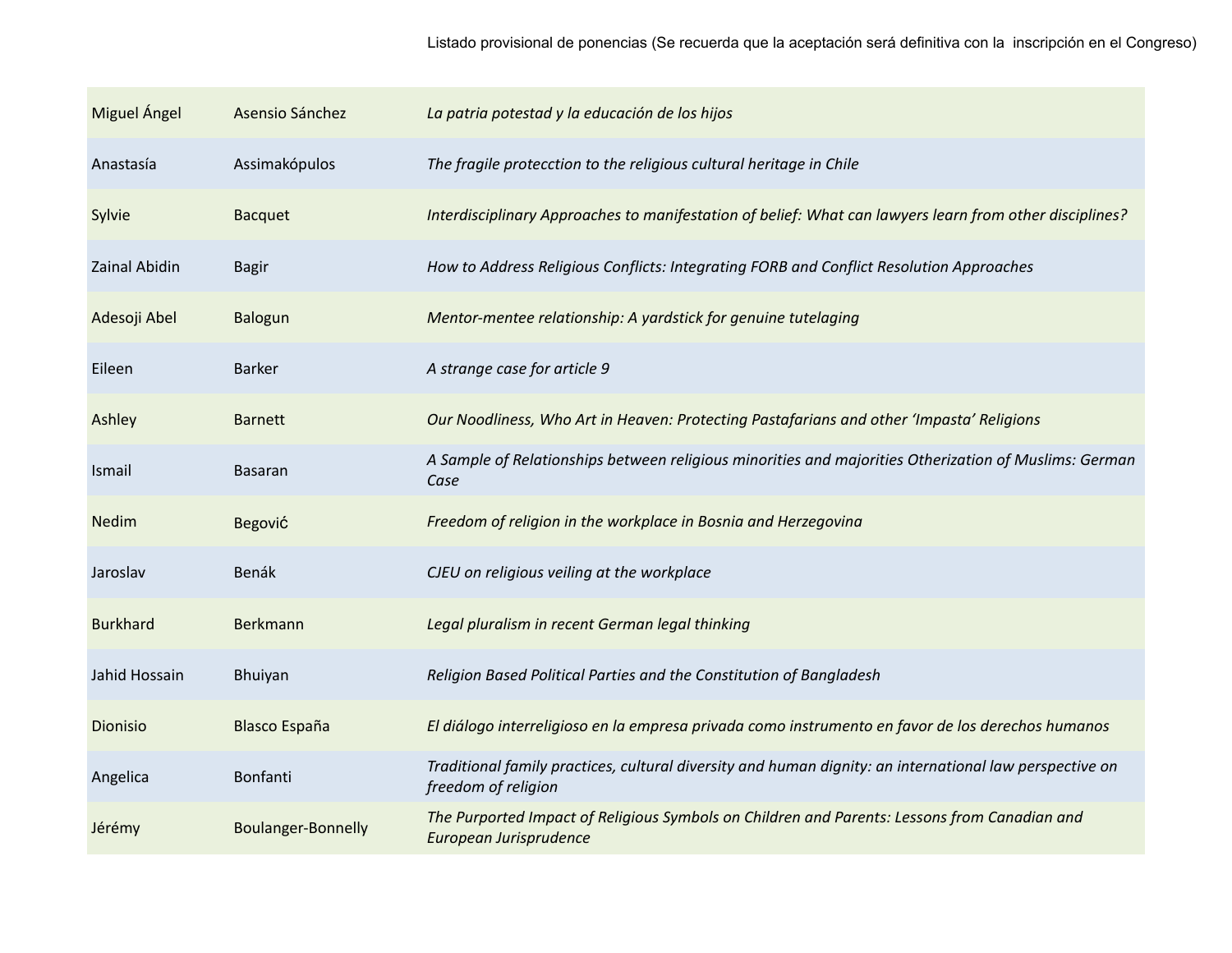Listado provisional de ponencias (Se recuerda que la aceptación será definitiva con la inscripción en el Congreso)

| | | |
|---|---|---|
| Miguel Ángel | Asensio Sánchez | *La patria potestad y la educación de los hijos* |
| Anastasía | Assimakópulos | *The fragile protecction to the religious cultural heritage in Chile* |
| Sylvie | Bacquet | *Interdisciplinary Approaches to manifestation of belief: What can lawyers learn from other disciplines?* |
| Zainal Abidin | Bagir | *How to Address Religious Conflicts: Integrating FORB and Conflict Resolution Approaches* |
| Adesoji Abel | Balogun | *Mentor-mentee relationship: A yardstick for genuine tutelaging* |
| Eileen | Barker | *A strange case for article 9* |
| Ashley | Barnett | *Our Noodliness, Who Art in Heaven: Protecting Pastafarians and other 'Impasta' Religions* |
| Ismail | Basaran | *A Sample of Relationships between religious minorities and majorities Otherization of Muslims: German Case* |
| Nedim | Begović | *Freedom of religion in the workplace in Bosnia and Herzegovina* |
| Jaroslav | Benák | *CJEU on religious veiling at the workplace* |
| Burkhard | Berkmann | *Legal pluralism in recent German legal thinking* |
| Jahid Hossain | Bhuiyan | *Religion Based Political Parties and the Constitution of Bangladesh* |
| Dionisio | Blasco España | *El diálogo interreligioso en la empresa privada como instrumento en favor de los derechos humanos* |
| Angelica | Bonfanti | *Traditional family practices, cultural diversity and human dignity: an international law perspective on freedom of religion* |
| Jérémy | Boulanger-Bonnelly | *The Purported Impact of Religious Symbols on Children and Parents: Lessons from Canadian and European Jurisprudence* |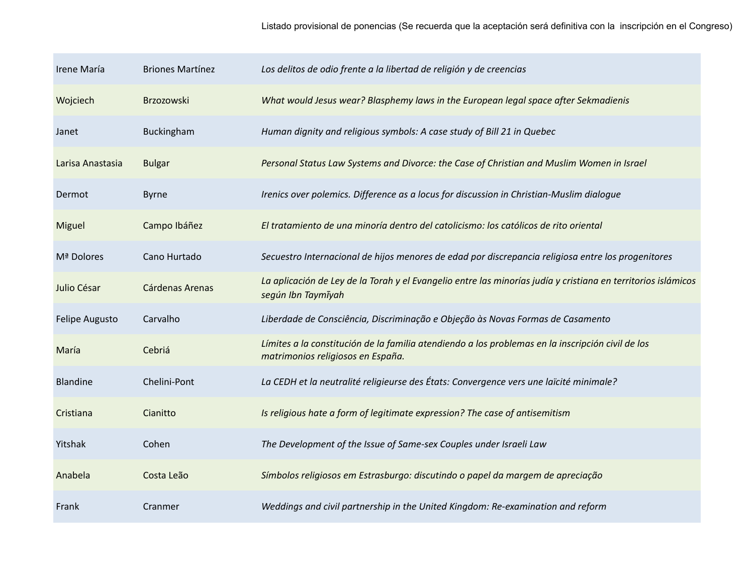Listado provisional de ponencias (Se recuerda que la aceptación será definitiva con la inscripción en el Congreso)

| | | |
|---|---|---|
| Irene María | Briones Martínez | *Los delitos de odio frente a la libertad de religión y de creencias* |
| Wojciech | Brzozowski | *What would Jesus wear? Blasphemy laws in the European legal space after Sekmadienis* |
| Janet | Buckingham | *Human dignity and religious symbols: A case study of Bill 21 in Quebec* |
| Larisa Anastasia | Bulgar | *Personal Status Law Systems and Divorce: the Case of Christian and Muslim Women in Israel* |
| Dermot | Byrne | *Irenics over polemics. Difference as a locus for discussion in Christian-Muslim dialogue* |
| Miguel | Campo Ibáñez | *El tratamiento de una minoría dentro del catolicismo: los católicos de rito oriental* |
| Mª Dolores | Cano Hurtado | *Secuestro Internacional de hijos menores de edad por discrepancia religiosa entre los progenitores* |
| Julio César | Cárdenas Arenas | *La aplicación de Ley de la Torah y el Evangelio entre las minorías judía y cristiana en territorios islámicos según Ibn Taymīyah* |
| Felipe Augusto | Carvalho | *Liberdade de Consciência, Discriminação e Objeção às Novas Formas de Casamento* |
| María | Cebriá | *Límites a la constitución de la familia atendiendo a los problemas en la inscripción civil de los matrimonios religiosos en España.* |
| Blandine | Chelini-Pont | *La CEDH et la neutralité religieurse des États: Convergence vers une laïcité minimale?* |
| Cristiana | Cianitto | *Is religious hate a form of legitimate expression? The case of antisemitism* |
| Yitshak | Cohen | *The Development of the Issue of Same-sex Couples under Israeli Law* |
| Anabela | Costa Leão | *Símbolos religiosos em Estrasburgo: discutindo o papel da margem de apreciação* |
| Frank | Cranmer | *Weddings and civil partnership in the United Kingdom: Re-examination and reform* |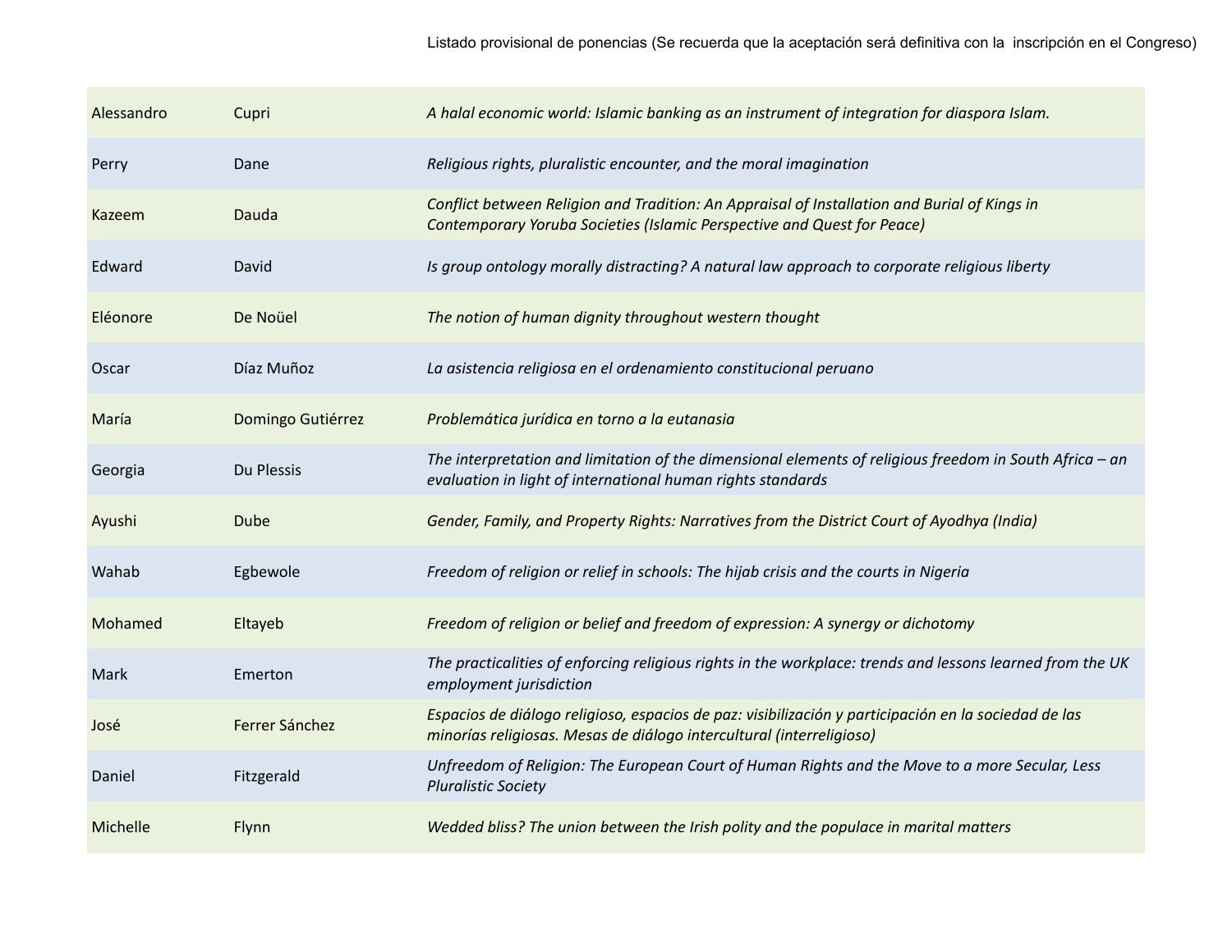Listado provisional de ponencias (Se recuerda que la aceptación será definitiva con la inscripción en el Congreso)

| | | |
|---|---|---|
| Alessandro | Cupri | *A halal economic world: Islamic banking as an instrument of integration for diaspora Islam.* |
| Perry | Dane | *Religious rights, pluralistic encounter, and the moral imagination* |
| Kazeem | Dauda | *Conflict between Religion and Tradition: An Appraisal of Installation and Burial of Kings in Contemporary Yoruba Societies (Islamic Perspective and Quest for Peace)* |
| Edward | David | *Is group ontology morally distracting? A natural law approach to corporate religious liberty* |
| Eléonore | De Noüel | *The notion of human dignity throughout western thought* |
| Oscar | Díaz Muñoz | *La asistencia religiosa en el ordenamiento constitucional peruano* |
| María | Domingo Gutiérrez | *Problemática jurídica en torno a la eutanasia* |
| Georgia | Du Plessis | *The interpretation and limitation of the dimensional elements of religious freedom in South Africa – an evaluation in light of international human rights standards* |
| Ayushi | Dube | *Gender, Family, and Property Rights: Narratives from the District Court of Ayodhya (India)* |
| Wahab | Egbewole | *Freedom of religion or relief in schools: The hijab crisis and the courts in Nigeria* |
| Mohamed | Eltayeb | *Freedom of religion or belief and freedom of expression: A synergy or dichotomy* |
| Mark | Emerton | *The practicalities of enforcing religious rights in the workplace: trends and lessons learned from the UK employment jurisdiction* |
| José | Ferrer Sánchez | *Espacios de diálogo religioso, espacios de paz: visibilización y participación en la sociedad de las minorías religiosas. Mesas de diálogo intercultural (interreligioso)* |
| Daniel | Fitzgerald | *Unfreedom of Religion: The European Court of Human Rights and the Move to a more Secular, Less Pluralistic Society* |
| Michelle | Flynn | *Wedded bliss? The union between the Irish polity and the populace in marital matters* |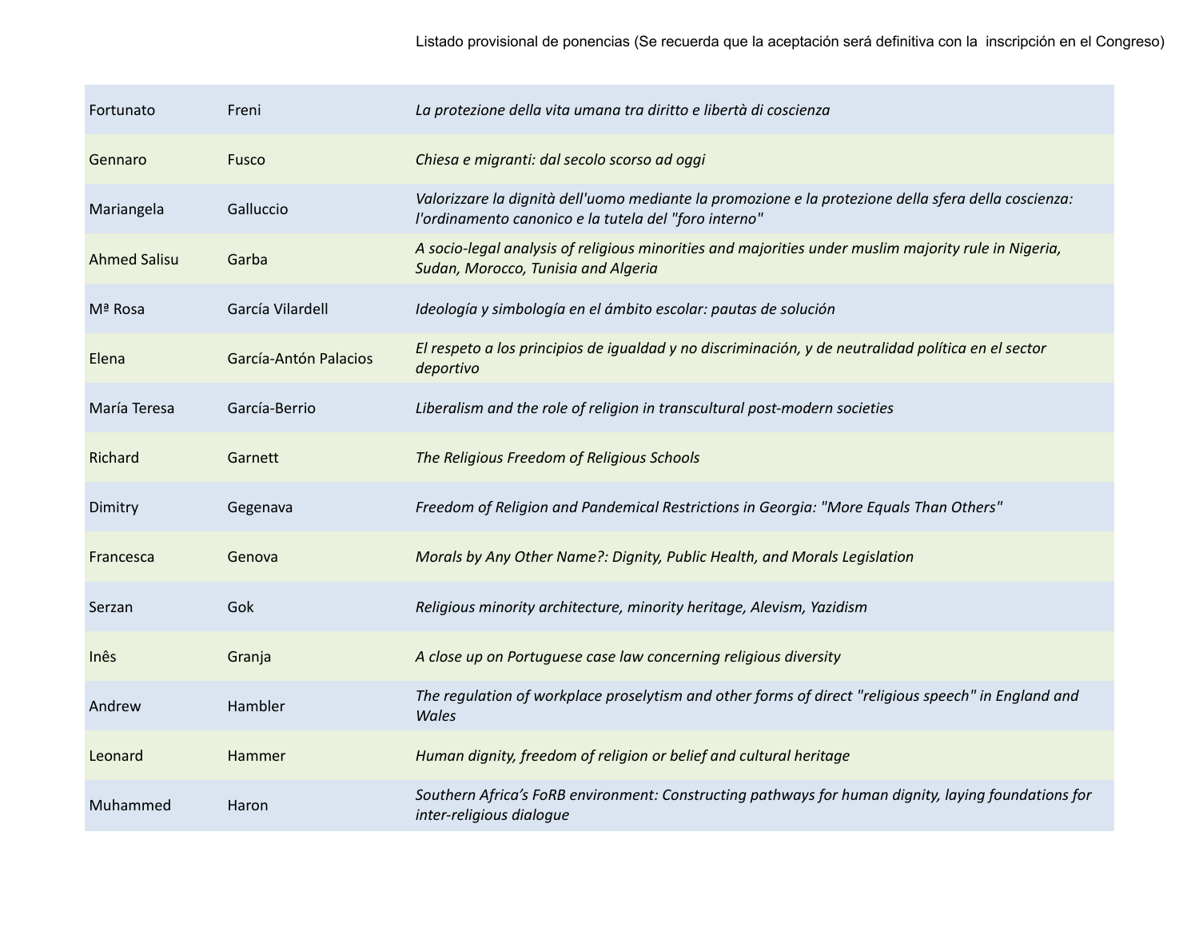Listado provisional de ponencias (Se recuerda que la aceptación será definitiva con la inscripción en el Congreso)

| | | |
|---|---|---|
| Fortunato | Freni | *La protezione della vita umana tra diritto e libertà di coscienza* |
| Gennaro | Fusco | *Chiesa e migranti: dal secolo scorso ad oggi* |
| Mariangela | Galluccio | *Valorizzare la dignità dell'uomo mediante la promozione e la protezione della sfera della coscienza: l'ordinamento canonico e la tutela del "foro interno"* |
| Ahmed Salisu | Garba | *A socio-legal analysis of religious minorities and majorities under muslim majority rule in Nigeria, Sudan, Morocco, Tunisia and Algeria* |
| Mª Rosa | García Vilardell | *Ideología y simbología en el ámbito escolar: pautas de solución* |
| Elena | García-Antón Palacios | *El respeto a los principios de igualdad y no discriminación, y de neutralidad política en el sector deportivo* |
| María Teresa | García-Berrio | *Liberalism and the role of religion in transcultural post-modern societies* |
| Richard | Garnett | *The Religious Freedom of Religious Schools* |
| Dimitry | Gegenava | *Freedom of Religion and Pandemical Restrictions in Georgia: "More Equals Than Others"* |
| Francesca | Genova | *Morals by Any Other Name?: Dignity, Public Health, and Morals Legislation* |
| Serzan | Gok | *Religious minority architecture, minority heritage, Alevism, Yazidism* |
| Inês | Granja | *A close up on Portuguese case law concerning religious diversity* |
| Andrew | Hambler | *The regulation of workplace proselytism and other forms of direct "religious speech" in England and Wales* |
| Leonard | Hammer | *Human dignity, freedom of religion or belief and cultural heritage* |
| Muhammed | Haron | *Southern Africa's FoRB environment: Constructing pathways for human dignity, laying foundations for inter-religious dialogue* |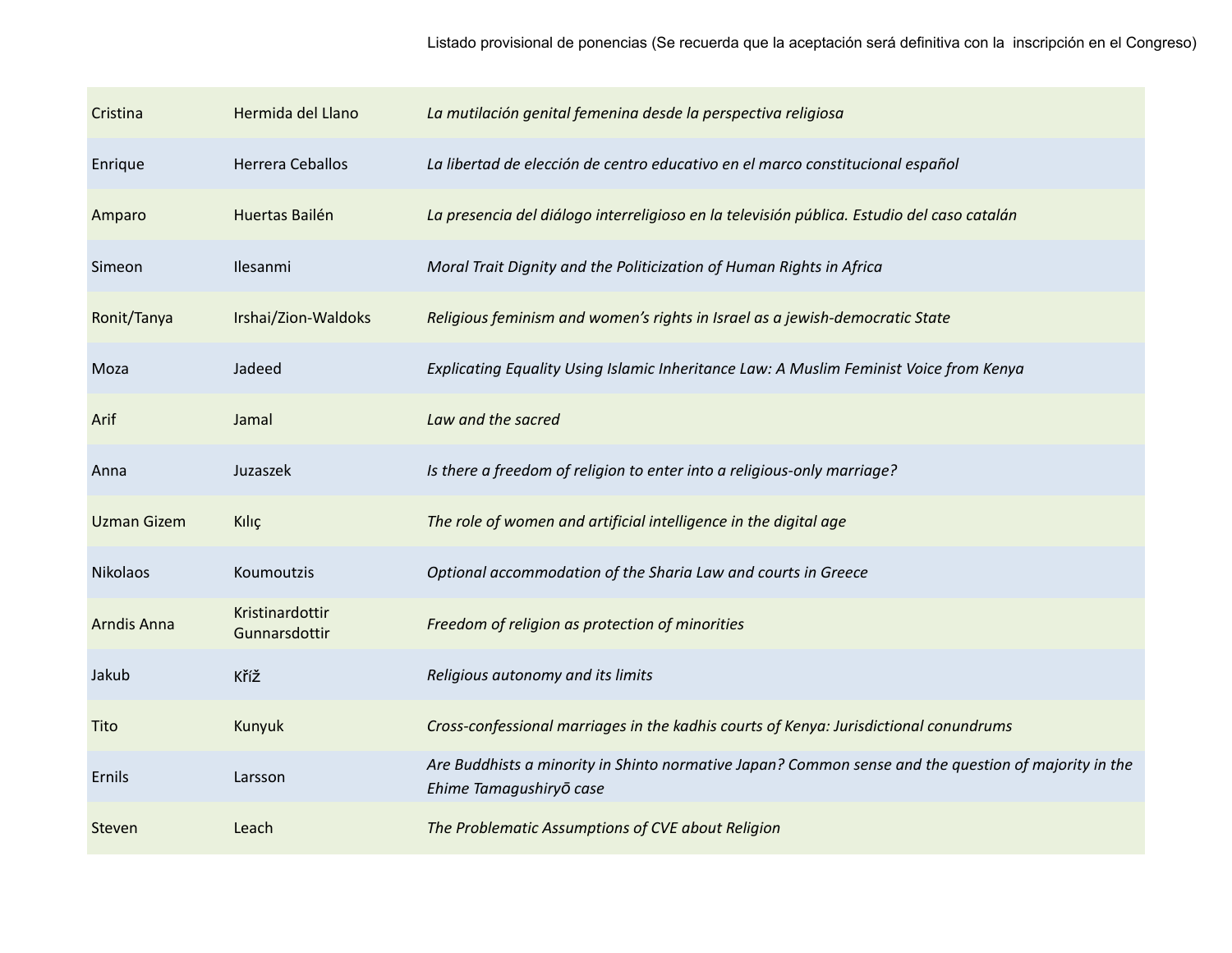Listado provisional de ponencias (Se recuerda que la aceptación será definitiva con la inscripción en el Congreso)

| | | |
|---|---|---|
| Cristina | Hermida del Llano | *La mutilación genital femenina desde la perspectiva religiosa* |
| Enrique | Herrera Ceballos | *La libertad de elección de centro educativo en el marco constitucional español* |
| Amparo | Huertas Bailén | *La presencia del diálogo interreligioso en la televisión pública. Estudio del caso catalán* |
| Simeon | Ilesanmi | *Moral Trait Dignity and the Politicization of Human Rights in Africa* |
| Ronit/Tanya | Irshai/Zion-Waldoks | *Religious feminism and women's rights in Israel as a jewish-democratic State* |
| Moza | Jadeed | *Explicating Equality Using Islamic Inheritance Law: A Muslim Feminist Voice from Kenya* |
| Arif | Jamal | *Law and the sacred* |
| Anna | Juzaszek | *Is there a freedom of religion to enter into a religious-only marriage?* |
| Uzman Gizem | Kılıç | *The role of women and artificial intelligence in the digital age* |
| Nikolaos | Koumoutzis | *Optional accommodation of the Sharia Law and courts in Greece* |
| Arndis Anna | Kristinardottir Gunnarsdottir | *Freedom of religion as protection of minorities* |
| Jakub | Kříž | *Religious autonomy and its limits* |
| Tito | Kunyuk | *Cross-confessional marriages in the kadhis courts of Kenya: Jurisdictional conundrums* |
| Ernils | Larsson | *Are Buddhists a minority in Shinto normative Japan? Common sense and the question of majority in the Ehime Tamagushiryō case* |
| Steven | Leach | *The Problematic Assumptions of CVE about Religion* |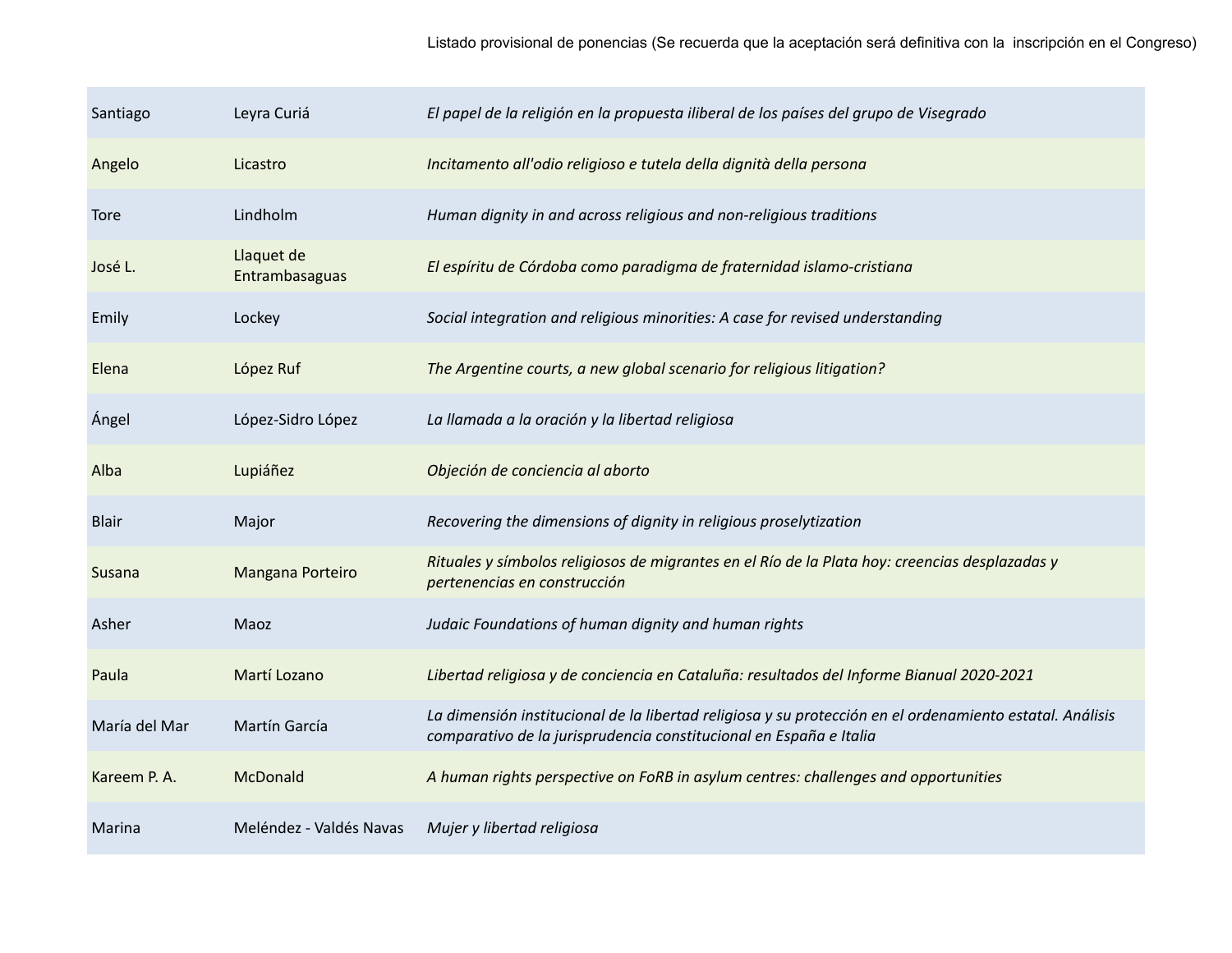| Santiago | Leyra Curiá | *El papel de la religión en la propuesta iliberal de los países del grupo de Visegrado* |
|---|---|---|
| Angelo | Licastro | *Incitamento all'odio religioso e tutela della dignità della persona* |
| Tore | Lindholm | *Human dignity in and across religious and non-religious traditions* |
| José L. | Llaquet de Entrambasaguas | *El espíritu de Córdoba como paradigma de fraternidad islamo-cristiana* |
| Emily | Lockey | *Social integration and religious minorities: A case for revised understanding* |
| Elena | López Ruf | *The Argentine courts, a new global scenario for religious litigation?* |
| Ángel | López-Sidro López | *La llamada a la oración y la libertad religiosa* |
| Alba | Lupiáñez | *Objeción de conciencia al aborto* |
| Blair | Major | *Recovering the dimensions of dignity in religious proselytization* |
| Susana | Mangana Porteiro | *Rituales y símbolos religiosos de migrantes en el Río de la Plata hoy: creencias desplazadas y pertenencias en construcción* |
| Asher | Maoz | *Judaic Foundations of human dignity and human rights* |
| Paula | Martí Lozano | *Libertad religiosa y de conciencia en Cataluña: resultados del Informe Bianual 2020-2021* |
| María del Mar | Martín García | *La dimensión institucional de la libertad religiosa y su protección en el ordenamiento estatal. Análisis comparativo de la jurisprudencia constitucional en España e Italia* |
| Kareem P. A. | McDonald | *A human rights perspective on FoRB in asylum centres: challenges and opportunities* |
| Marina | Meléndez - Valdés Navas | *Mujer y libertad religiosa* |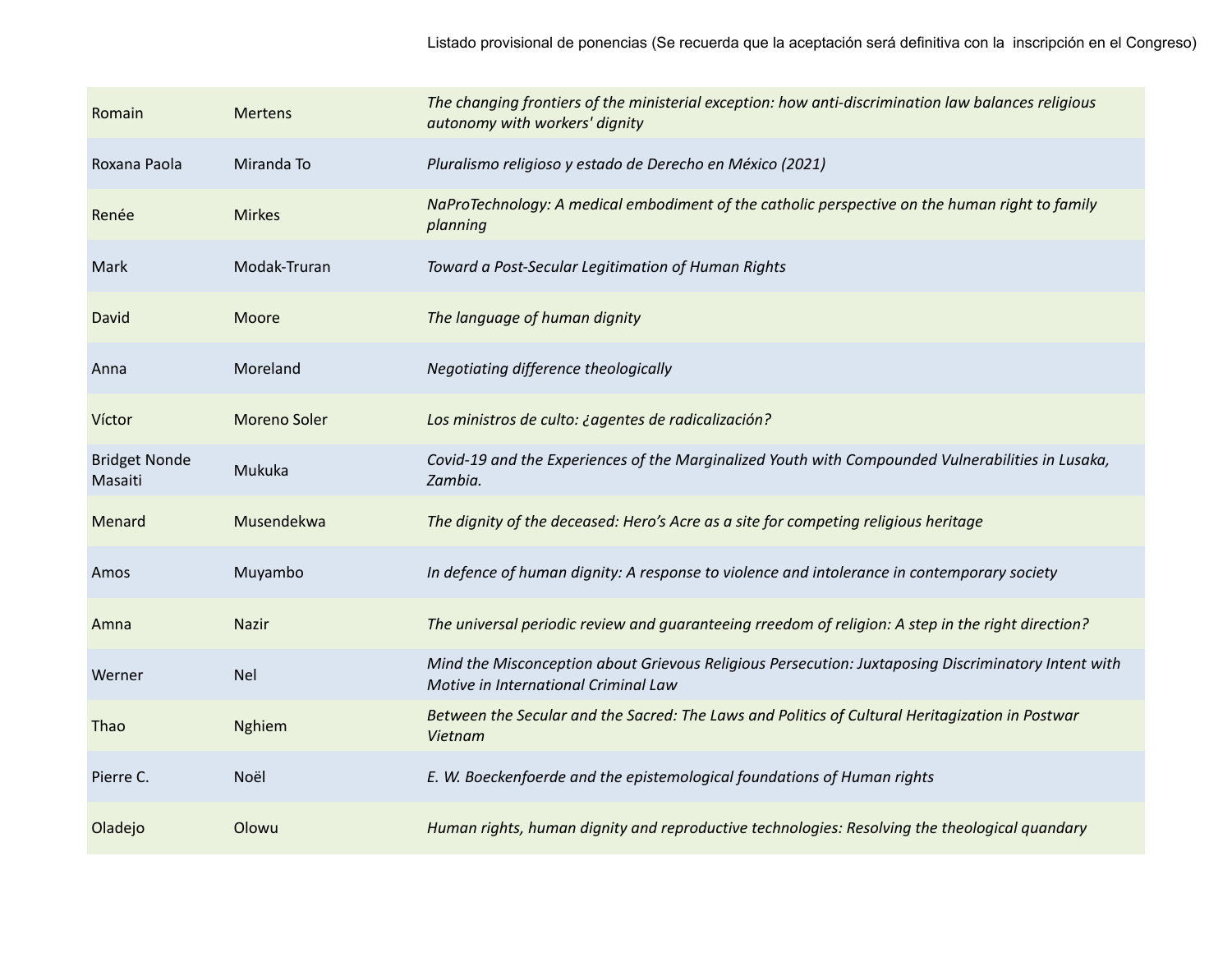Listado provisional de ponencias (Se recuerda que la aceptación será definitiva con la inscripción en el Congreso)

| | | |
|---|---|---|
| Romain | Mertens | *The changing frontiers of the ministerial exception: how anti-discrimination law balances religious autonomy with workers' dignity* |
| Roxana Paola | Miranda To | *Pluralismo religioso y estado de Derecho en México (2021)* |
| Renée | Mirkes | *NaProTechnology: A medical embodiment of the catholic perspective on the human right to family planning* |
| Mark | Modak-Truran | *Toward a Post-Secular Legitimation of Human Rights* |
| David | Moore | *The language of human dignity* |
| Anna | Moreland | *Negotiating difference theologically* |
| Víctor | Moreno Soler | *Los ministros de culto: ¿agentes de radicalización?* |
| Bridget Nonde Masaiti | Mukuka | *Covid-19 and the Experiences of the Marginalized Youth with Compounded Vulnerabilities in Lusaka, Zambia.* |
| Menard | Musendekwa | *The dignity of the deceased: Hero's Acre as a site for competing religious heritage* |
| Amos | Muyambo | *In defence of human dignity: A response to violence and intolerance in contemporary society* |
| Amna | Nazir | *The universal periodic review and guaranteeing rreedom of religion: A step in the right direction?* |
| Werner | Nel | *Mind the Misconception about Grievous Religious Persecution: Juxtaposing Discriminatory Intent with Motive in International Criminal Law* |
| Thao | Nghiem | *Between the Secular and the Sacred: The Laws and Politics of Cultural Heritagization in Postwar Vietnam* |
| Pierre C. | Noël | *E. W. Boeckenfoerde and the epistemological foundations of Human rights* |
| Oladejo | Olowu | *Human rights, human dignity and reproductive technologies: Resolving the theological quandary* |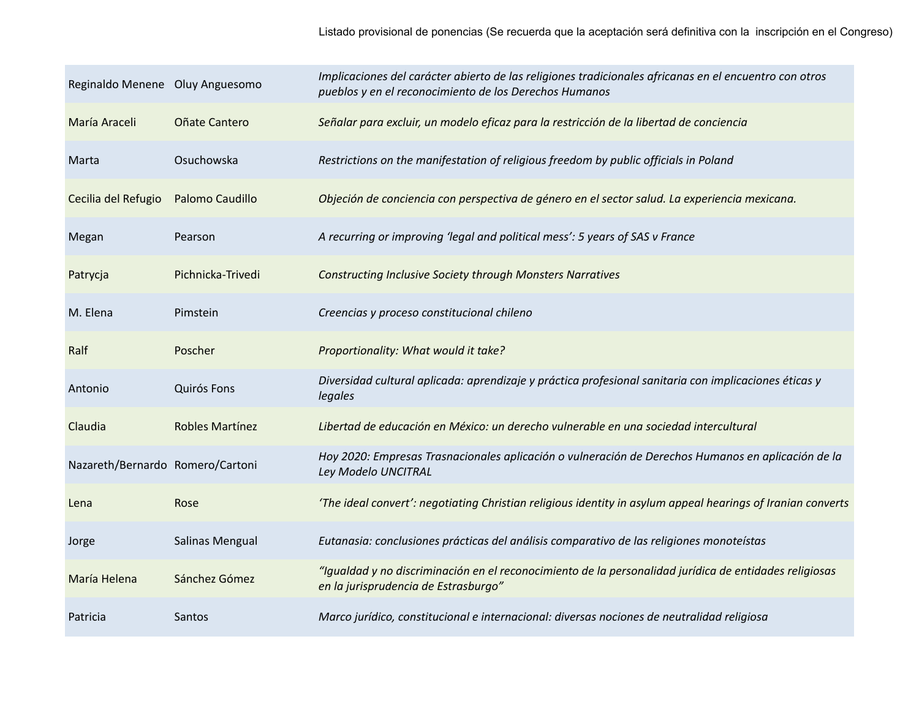Listado provisional de ponencias (Se recuerda que la aceptación será definitiva con la inscripción en el Congreso)

| | | |
|---|---|---|
| Reginaldo Menene | Oluy Anguesomo | *Implicaciones del carácter abierto de las religiones tradicionales africanas en el encuentro con otros pueblos y en el reconocimiento de los Derechos Humanos* |
| María Araceli | Oñate Cantero | *Señalar para excluir, un modelo eficaz para la restricción de la libertad de conciencia* |
| Marta | Osuchowska | *Restrictions on the manifestation of religious freedom by public officials in Poland* |
| Cecilia del Refugio | Palomo Caudillo | *Objeción de conciencia con perspectiva de género en el sector salud. La experiencia mexicana.* |
| Megan | Pearson | *A recurring or improving 'legal and political mess': 5 years of SAS v France* |
| Patrycja | Pichnicka-Trivedi | *Constructing Inclusive Society through Monsters Narratives* |
| M. Elena | Pimstein | *Creencias y proceso constitucional chileno* |
| Ralf | Poscher | *Proportionality: What would it take?* |
| Antonio | Quirós Fons | *Diversidad cultural aplicada: aprendizaje y práctica profesional sanitaria con implicaciones éticas y legales* |
| Claudia | Robles Martínez | *Libertad de educación en México: un derecho vulnerable en una sociedad intercultural* |
| Nazareth/Bernardo | Romero/Cartoni | *Hoy 2020: Empresas Trasnacionales aplicación o vulneración de Derechos Humanos en aplicación de la Ley Modelo UNCITRAL* |
| Lena | Rose | *'The ideal convert': negotiating Christian religious identity in asylum appeal hearings of Iranian converts* |
| Jorge | Salinas Mengual | *Eutanasia: conclusiones prácticas del análisis comparativo de las religiones monoteístas* |
| María Helena | Sánchez Gómez | *"Igualdad y no discriminación en el reconocimiento de la personalidad jurídica de entidades religiosas en la jurisprudencia de Estrasburgo"* |
| Patricia | Santos | *Marco jurídico, constitucional e internacional: diversas nociones de neutralidad religiosa* |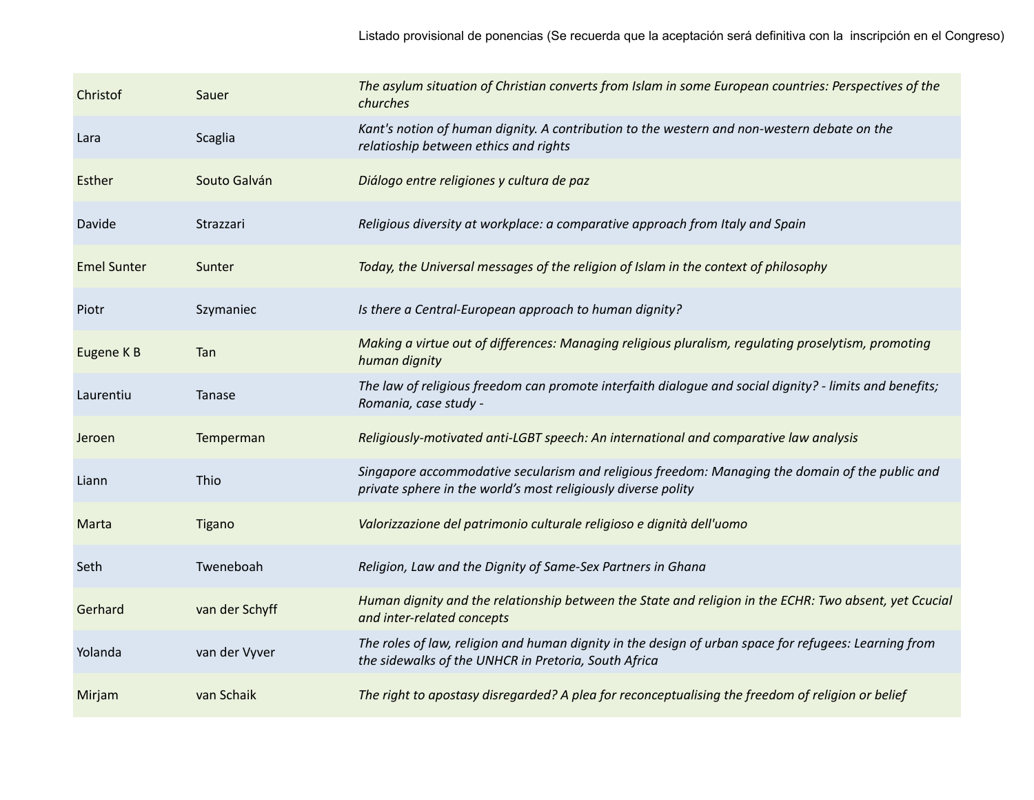Listado provisional de ponencias (Se recuerda que la aceptación será definitiva con la inscripción en el Congreso)

| | | |
|---|---|---|
| Christof | Sauer | *The asylum situation of Christian converts from Islam in some European countries: Perspectives of the churches* |
| Lara | Scaglia | *Kant's notion of human dignity. A contribution to the western and non-western debate on the relatioship between ethics and rights* |
| Esther | Souto Galván | *Diálogo entre religiones y cultura de paz* |
| Davide | Strazzari | *Religious diversity at workplace: a comparative approach from Italy and Spain* |
| Emel Sunter | Sunter | *Today, the Universal messages of the religion of Islam in the context of philosophy* |
| Piotr | Szymaniec | *Is there a Central-European approach to human dignity?* |
| Eugene K B | Tan | *Making a virtue out of differences: Managing religious pluralism, regulating proselytism, promoting human dignity* |
| Laurentiu | Tanase | *The law of religious freedom can promote interfaith dialogue and social dignity? - limits and benefits; Romania, case study -* |
| Jeroen | Temperman | *Religiously-motivated anti-LGBT speech: An international and comparative law analysis* |
| Liann | Thio | *Singapore accommodative secularism and religious freedom: Managing the domain of the public and private sphere in the world's most religiously diverse polity* |
| Marta | Tigano | *Valorizzazione del patrimonio culturale religioso e dignità dell'uomo* |
| Seth | Tweneboah | *Religion, Law and the Dignity of Same-Sex Partners in Ghana* |
| Gerhard | van der Schyff | *Human dignity and the relationship between the State and religion in the ECHR: Two absent, yet Ccucial and inter-related concepts* |
| Yolanda | van der Vyver | *The roles of law, religion and human dignity in the design of urban space for refugees: Learning from the sidewalks of the UNHCR in Pretoria, South Africa* |
| Mirjam | van Schaik | *The right to apostasy disregarded? A plea for reconceptualising the freedom of religion or belief* |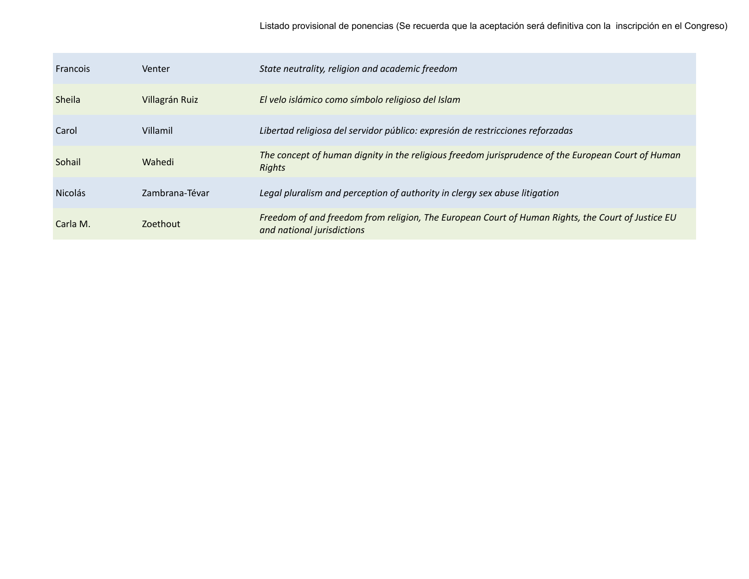Listado provisional de ponencias (Se recuerda que la aceptación será definitiva con la inscripción en el Congreso)

| | | |
|---|---|---|
| Francois | Venter | *State neutrality, religion and academic freedom* |
| Sheila | Villagrán Ruiz | *El velo islámico como símbolo religioso del Islam* |
| Carol | Villamil | *Libertad religiosa del servidor público: expresión de restricciones reforzadas* |
| Sohail | Wahedi | *The concept of human dignity in the religious freedom jurisprudence of the European Court of Human Rights* |
| Nicolás | Zambrana-Tévar | *Legal pluralism and perception of authority in clergy sex abuse litigation* |
| Carla M. | Zoethout | *Freedom of and freedom from religion, The European Court of Human Rights, the Court of Justice EU and national jurisdictions* |